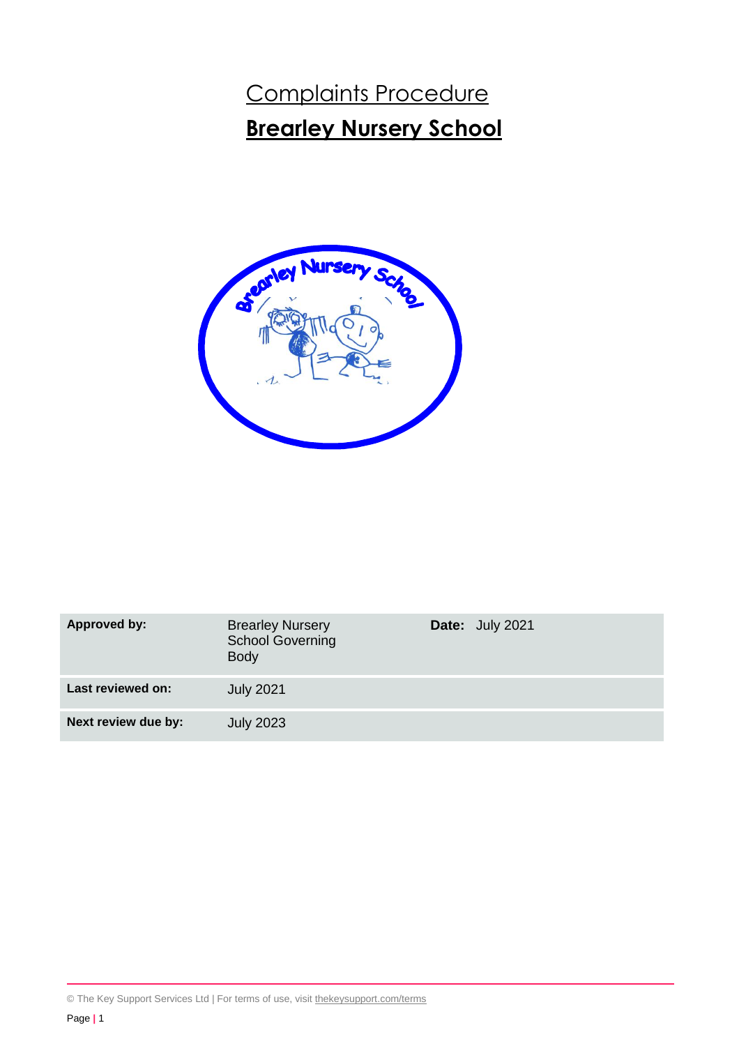# Complaints Procedure

# Brearley Nursery School

| Approved by: | Brearley Nursery School Governing Body | Date: July 2021 |
| --- | --- | --- |
| Last reviewed on: | July 2021 | |
| Next review due by: | July 2023 | |

© The Key Support Services Ltd | For terms of use, visit thekeysupport.com/terms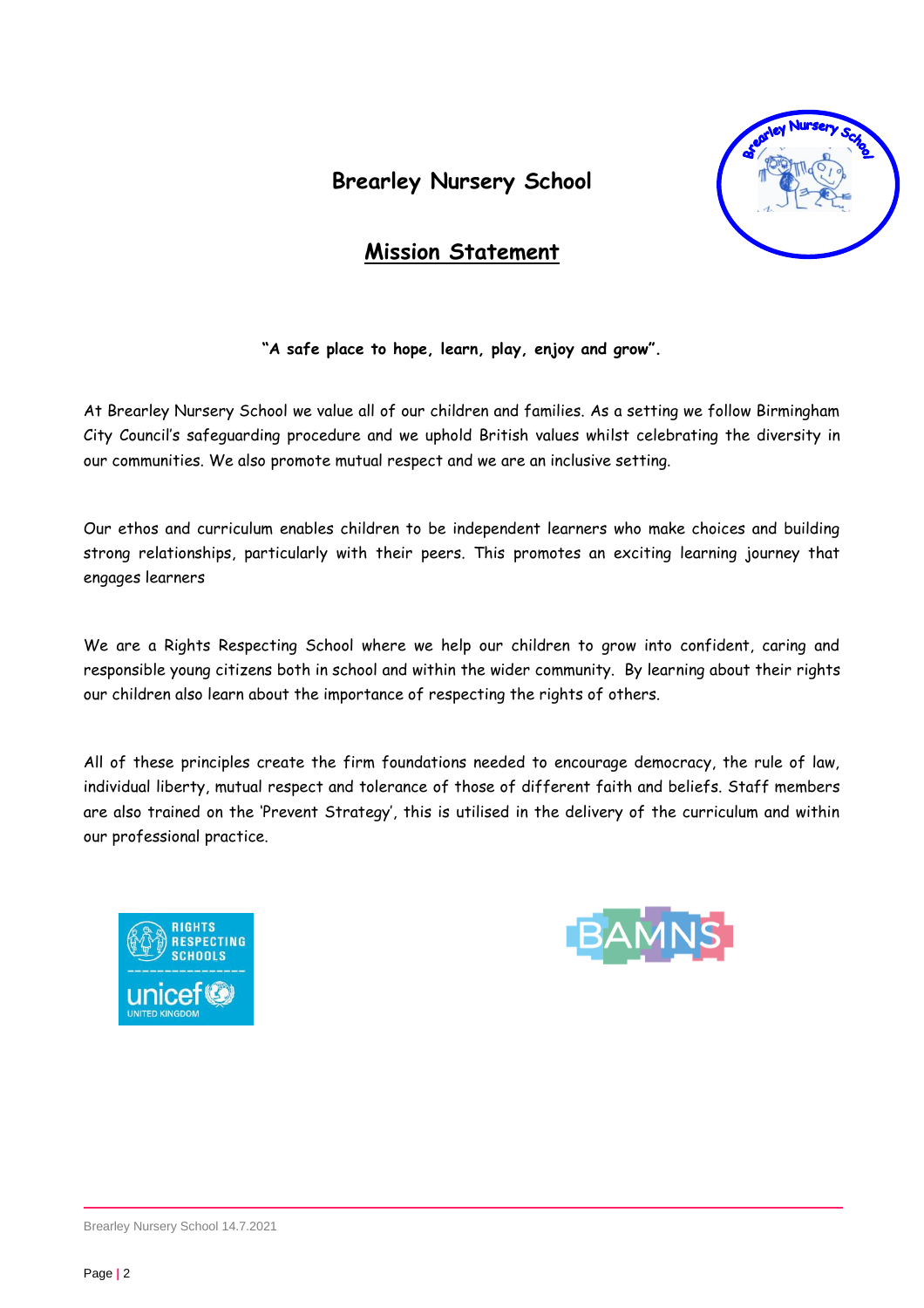# Brearley Nursery School

## Mission Statement

**"A safe place to hope, learn, play, enjoy and grow".**

At Brearley Nursery School we value all of our children and families. As a setting we follow Birmingham City Council's safeguarding procedure and we uphold British values whilst celebrating the diversity in our communities. We also promote mutual respect and we are an inclusive setting.

Our ethos and curriculum enables children to be independent learners who make choices and building strong relationships, particularly with their peers. This promotes an exciting learning journey that engages learners

We are a Rights Respecting School where we help our children to grow into confident, caring and responsible young citizens both in school and within the wider community. By learning about their rights our children also learn about the importance of respecting the rights of others.

All of these principles create the firm foundations needed to encourage democracy, the rule of law, individual liberty, mutual respect and tolerance of those of different faith and beliefs. Staff members are also trained on the 'Prevent Strategy', this is utilised in the delivery of the curriculum and within our professional practice.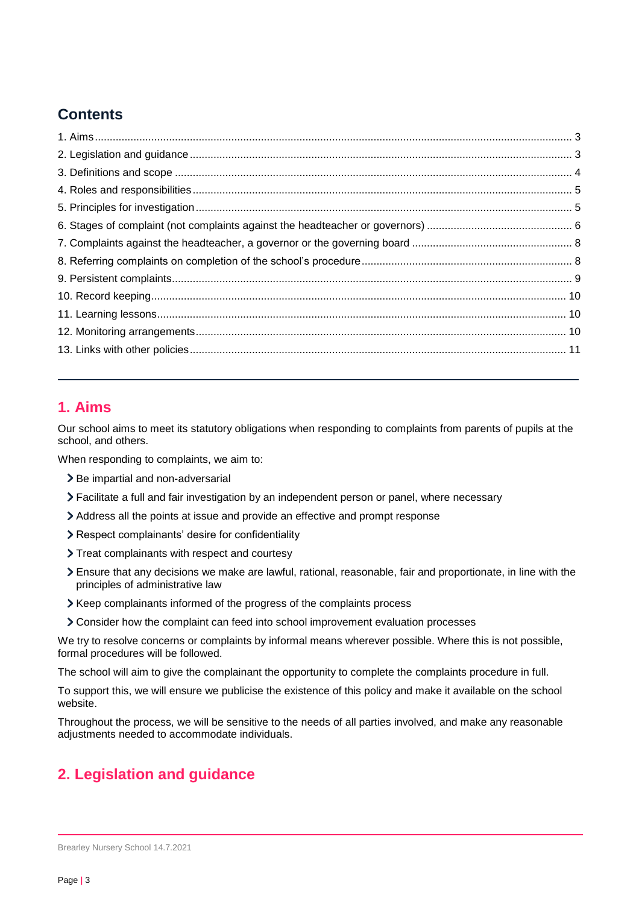## Contents

1. Aims ... 3
2. Legislation and guidance ... 3
3. Definitions and scope ... 4
4. Roles and responsibilities ... 5
5. Principles for investigation ... 5
6. Stages of complaint (not complaints against the headteacher or governors) ... 6
7. Complaints against the headteacher, a governor or the governing board ... 8
8. Referring complaints on completion of the school's procedure ... 8
9. Persistent complaints ... 9
10. Record keeping ... 10
11. Learning lessons ... 10
12. Monitoring arrangements ... 10
13. Links with other policies ... 11

---

## 1. Aims

Our school aims to meet its statutory obligations when responding to complaints from parents of pupils at the school, and others.

When responding to complaints, we aim to:

- Be impartial and non-adversarial
- Facilitate a full and fair investigation by an independent person or panel, where necessary
- Address all the points at issue and provide an effective and prompt response
- Respect complainants' desire for confidentiality
- Treat complainants with respect and courtesy
- Ensure that any decisions we make are lawful, rational, reasonable, fair and proportionate, in line with the principles of administrative law
- Keep complainants informed of the progress of the complaints process
- Consider how the complaint can feed into school improvement evaluation processes

We try to resolve concerns or complaints by informal means wherever possible. Where this is not possible, formal procedures will be followed.

The school will aim to give the complainant the opportunity to complete the complaints procedure in full.

To support this, we will ensure we publicise the existence of this policy and make it available on the school website.

Throughout the process, we will be sensitive to the needs of all parties involved, and make any reasonable adjustments needed to accommodate individuals.

## 2. Legislation and guidance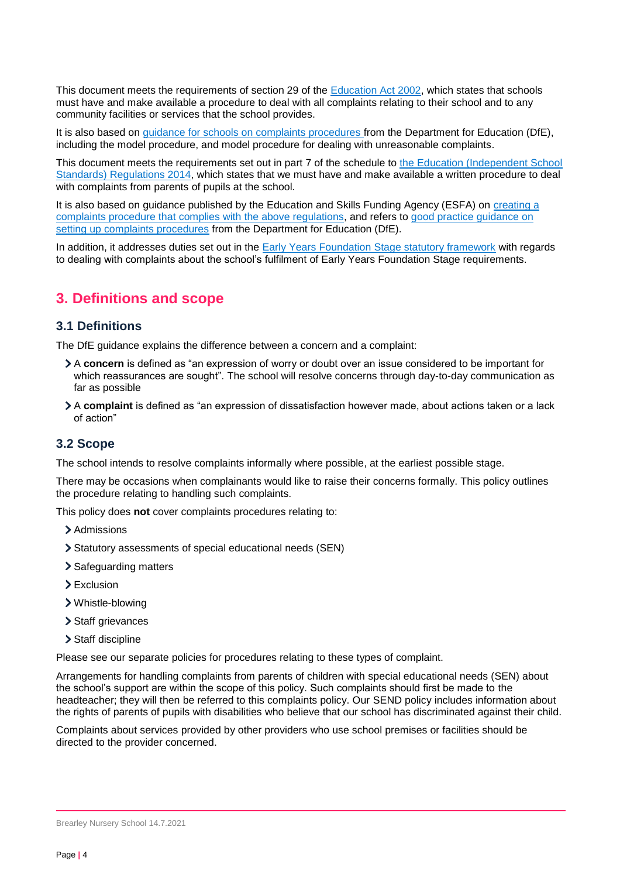This document meets the requirements of section 29 of the [Education Act 2002](), which states that schools must have and make available a procedure to deal with all complaints relating to their school and to any community facilities or services that the school provides.

It is also based on [guidance for schools on complaints procedures]() from the Department for Education (DfE), including the model procedure, and model procedure for dealing with unreasonable complaints.

This document meets the requirements set out in part 7 of the schedule to [the Education (Independent School Standards) Regulations 2014](), which states that we must have and make available a written procedure to deal with complaints from parents of pupils at the school.

It is also based on guidance published by the Education and Skills Funding Agency (ESFA) on [creating a complaints procedure that complies with the above regulations](), and refers to [good practice guidance on setting up complaints procedures]() from the Department for Education (DfE).

In addition, it addresses duties set out in the [Early Years Foundation Stage statutory framework]() with regards to dealing with complaints about the school's fulfilment of Early Years Foundation Stage requirements.

## 3. Definitions and scope

### 3.1 Definitions

The DfE guidance explains the difference between a concern and a complaint:

- A **concern** is defined as "an expression of worry or doubt over an issue considered to be important for which reassurances are sought". The school will resolve concerns through day-to-day communication as far as possible
- A **complaint** is defined as "an expression of dissatisfaction however made, about actions taken or a lack of action"

### 3.2 Scope

The school intends to resolve complaints informally where possible, at the earliest possible stage.

There may be occasions when complainants would like to raise their concerns formally. This policy outlines the procedure relating to handling such complaints.

This policy does **not** cover complaints procedures relating to:

- Admissions
- Statutory assessments of special educational needs (SEN)
- Safeguarding matters
- Exclusion
- Whistle-blowing
- Staff grievances
- Staff discipline

Please see our separate policies for procedures relating to these types of complaint.

Arrangements for handling complaints from parents of children with special educational needs (SEN) about the school's support are within the scope of this policy. Such complaints should first be made to the headteacher; they will then be referred to this complaints policy. Our SEND policy includes information about the rights of parents of pupils with disabilities who believe that our school has discriminated against their child.

Complaints about services provided by other providers who use school premises or facilities should be directed to the provider concerned.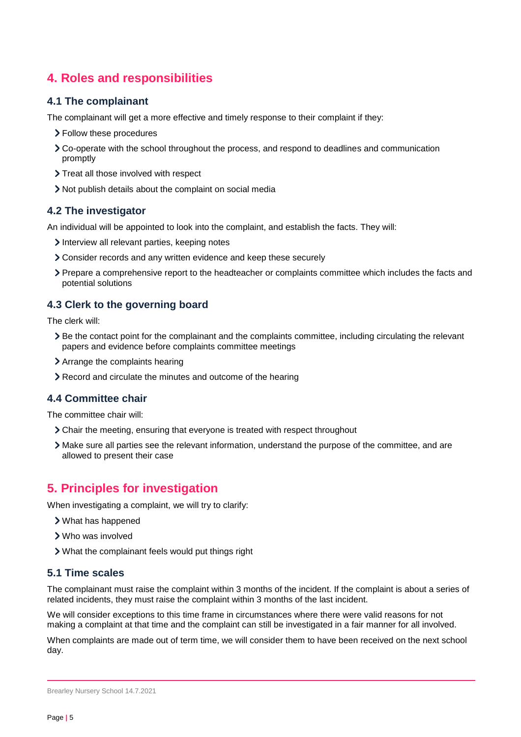## 4. Roles and responsibilities

### 4.1 The complainant

The complainant will get a more effective and timely response to their complaint if they:

- Follow these procedures
- Co-operate with the school throughout the process, and respond to deadlines and communication promptly
- Treat all those involved with respect
- Not publish details about the complaint on social media

### 4.2 The investigator

An individual will be appointed to look into the complaint, and establish the facts. They will:

- Interview all relevant parties, keeping notes
- Consider records and any written evidence and keep these securely
- Prepare a comprehensive report to the headteacher or complaints committee which includes the facts and potential solutions

### 4.3 Clerk to the governing board

The clerk will:

- Be the contact point for the complainant and the complaints committee, including circulating the relevant papers and evidence before complaints committee meetings
- Arrange the complaints hearing
- Record and circulate the minutes and outcome of the hearing

### 4.4 Committee chair

The committee chair will:

- Chair the meeting, ensuring that everyone is treated with respect throughout
- Make sure all parties see the relevant information, understand the purpose of the committee, and are allowed to present their case

## 5. Principles for investigation

When investigating a complaint, we will try to clarify:

- What has happened
- Who was involved
- What the complainant feels would put things right

### 5.1 Time scales

The complainant must raise the complaint within 3 months of the incident. If the complaint is about a series of related incidents, they must raise the complaint within 3 months of the last incident.

We will consider exceptions to this time frame in circumstances where there were valid reasons for not making a complaint at that time and the complaint can still be investigated in a fair manner for all involved.

When complaints are made out of term time, we will consider them to have been received on the next school day.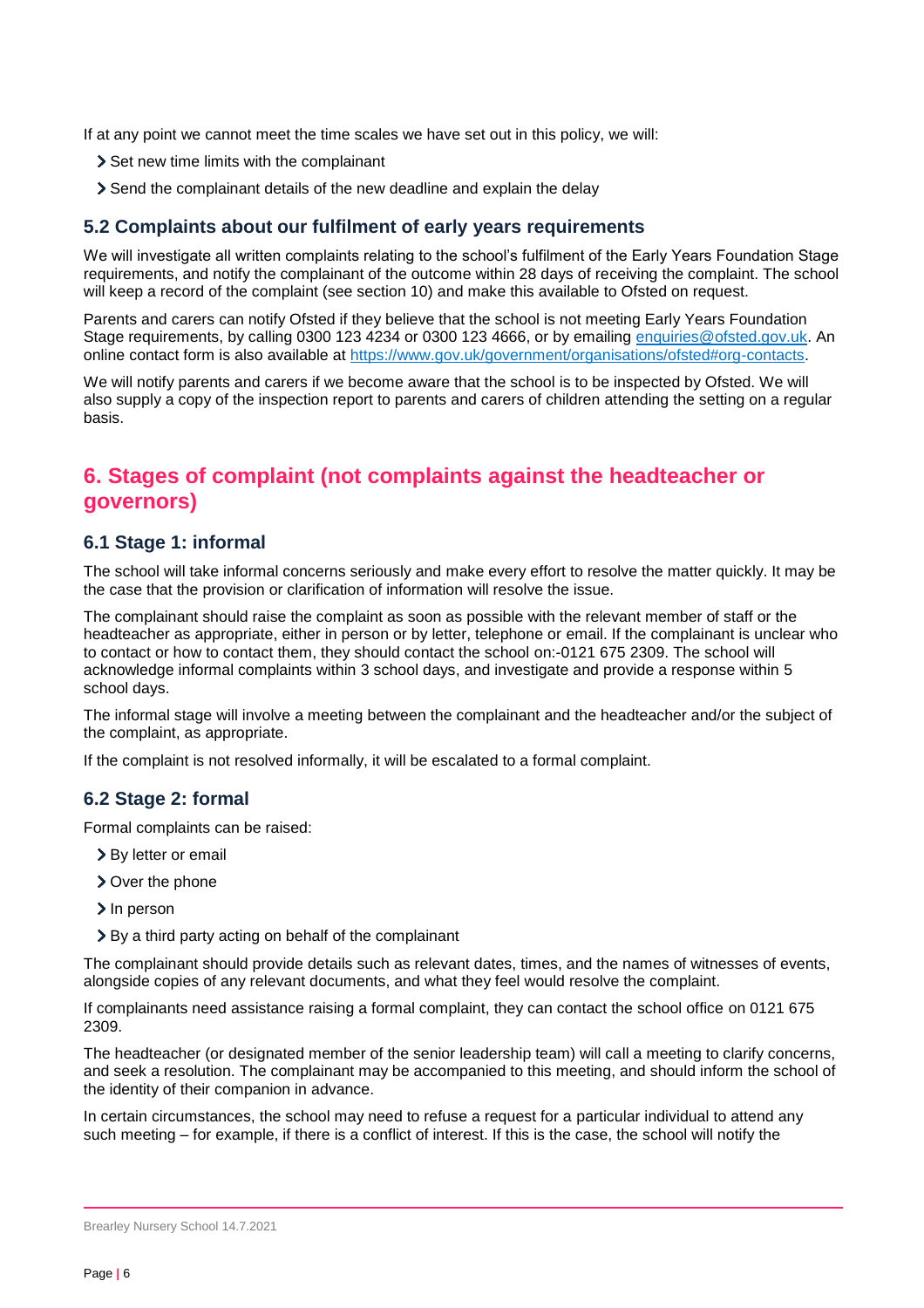If at any point we cannot meet the time scales we have set out in this policy, we will:

- Set new time limits with the complainant
- Send the complainant details of the new deadline and explain the delay

### 5.2 Complaints about our fulfilment of early years requirements

We will investigate all written complaints relating to the school's fulfilment of the Early Years Foundation Stage requirements, and notify the complainant of the outcome within 28 days of receiving the complaint. The school will keep a record of the complaint (see section 10) and make this available to Ofsted on request.

Parents and carers can notify Ofsted if they believe that the school is not meeting Early Years Foundation Stage requirements, by calling 0300 123 4234 or 0300 123 4666, or by emailing [enquiries@ofsted.gov.uk](mailto:enquiries@ofsted.gov.uk). An online contact form is also available at [https://www.gov.uk/government/organisations/ofsted#org-contacts](https://www.gov.uk/government/organisations/ofsted#org-contacts).

We will notify parents and carers if we become aware that the school is to be inspected by Ofsted. We will also supply a copy of the inspection report to parents and carers of children attending the setting on a regular basis.

## 6. Stages of complaint (not complaints against the headteacher or governors)

### 6.1 Stage 1: informal

The school will take informal concerns seriously and make every effort to resolve the matter quickly. It may be the case that the provision or clarification of information will resolve the issue.

The complainant should raise the complaint as soon as possible with the relevant member of staff or the headteacher as appropriate, either in person or by letter, telephone or email. If the complainant is unclear who to contact or how to contact them, they should contact the school on:-0121 675 2309. The school will acknowledge informal complaints within 3 school days, and investigate and provide a response within 5 school days.

The informal stage will involve a meeting between the complainant and the headteacher and/or the subject of the complaint, as appropriate.

If the complaint is not resolved informally, it will be escalated to a formal complaint.

### 6.2 Stage 2: formal

Formal complaints can be raised:

- By letter or email
- Over the phone
- In person
- By a third party acting on behalf of the complainant

The complainant should provide details such as relevant dates, times, and the names of witnesses of events, alongside copies of any relevant documents, and what they feel would resolve the complaint.

If complainants need assistance raising a formal complaint, they can contact the school office on 0121 675 2309.

The headteacher (or designated member of the senior leadership team) will call a meeting to clarify concerns, and seek a resolution. The complainant may be accompanied to this meeting, and should inform the school of the identity of their companion in advance.

In certain circumstances, the school may need to refuse a request for a particular individual to attend any such meeting – for example, if there is a conflict of interest. If this is the case, the school will notify the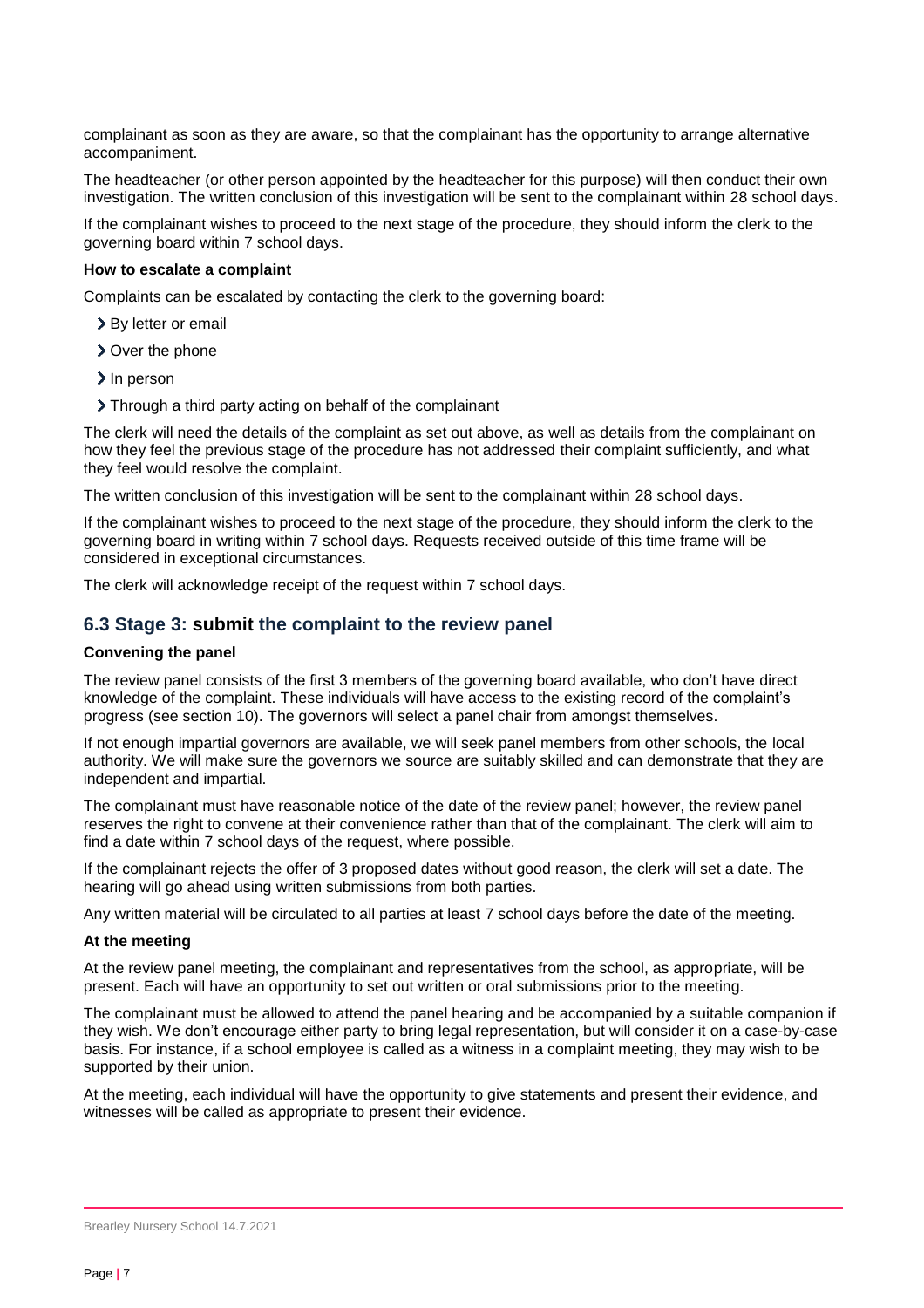complainant as soon as they are aware, so that the complainant has the opportunity to arrange alternative accompaniment.

The headteacher (or other person appointed by the headteacher for this purpose) will then conduct their own investigation. The written conclusion of this investigation will be sent to the complainant within 28 school days.

If the complainant wishes to proceed to the next stage of the procedure, they should inform the clerk to the governing board within 7 school days.

**How to escalate a complaint**

Complaints can be escalated by contacting the clerk to the governing board:

- By letter or email
- Over the phone
- In person
- Through a third party acting on behalf of the complainant

The clerk will need the details of the complaint as set out above, as well as details from the complainant on how they feel the previous stage of the procedure has not addressed their complaint sufficiently, and what they feel would resolve the complaint.

The written conclusion of this investigation will be sent to the complainant within 28 school days.

If the complainant wishes to proceed to the next stage of the procedure, they should inform the clerk to the governing board in writing within 7 school days. Requests received outside of this time frame will be considered in exceptional circumstances.

The clerk will acknowledge receipt of the request within 7 school days.

### 6.3 Stage 3: submit the complaint to the review panel

**Convening the panel**

The review panel consists of the first 3 members of the governing board available, who don't have direct knowledge of the complaint. These individuals will have access to the existing record of the complaint's progress (see section 10). The governors will select a panel chair from amongst themselves.

If not enough impartial governors are available, we will seek panel members from other schools, the local authority. We will make sure the governors we source are suitably skilled and can demonstrate that they are independent and impartial.

The complainant must have reasonable notice of the date of the review panel; however, the review panel reserves the right to convene at their convenience rather than that of the complainant. The clerk will aim to find a date within 7 school days of the request, where possible.

If the complainant rejects the offer of 3 proposed dates without good reason, the clerk will set a date. The hearing will go ahead using written submissions from both parties.

Any written material will be circulated to all parties at least 7 school days before the date of the meeting.

**At the meeting**

At the review panel meeting, the complainant and representatives from the school, as appropriate, will be present. Each will have an opportunity to set out written or oral submissions prior to the meeting.

The complainant must be allowed to attend the panel hearing and be accompanied by a suitable companion if they wish. We don't encourage either party to bring legal representation, but will consider it on a case-by-case basis. For instance, if a school employee is called as a witness in a complaint meeting, they may wish to be supported by their union.

At the meeting, each individual will have the opportunity to give statements and present their evidence, and witnesses will be called as appropriate to present their evidence.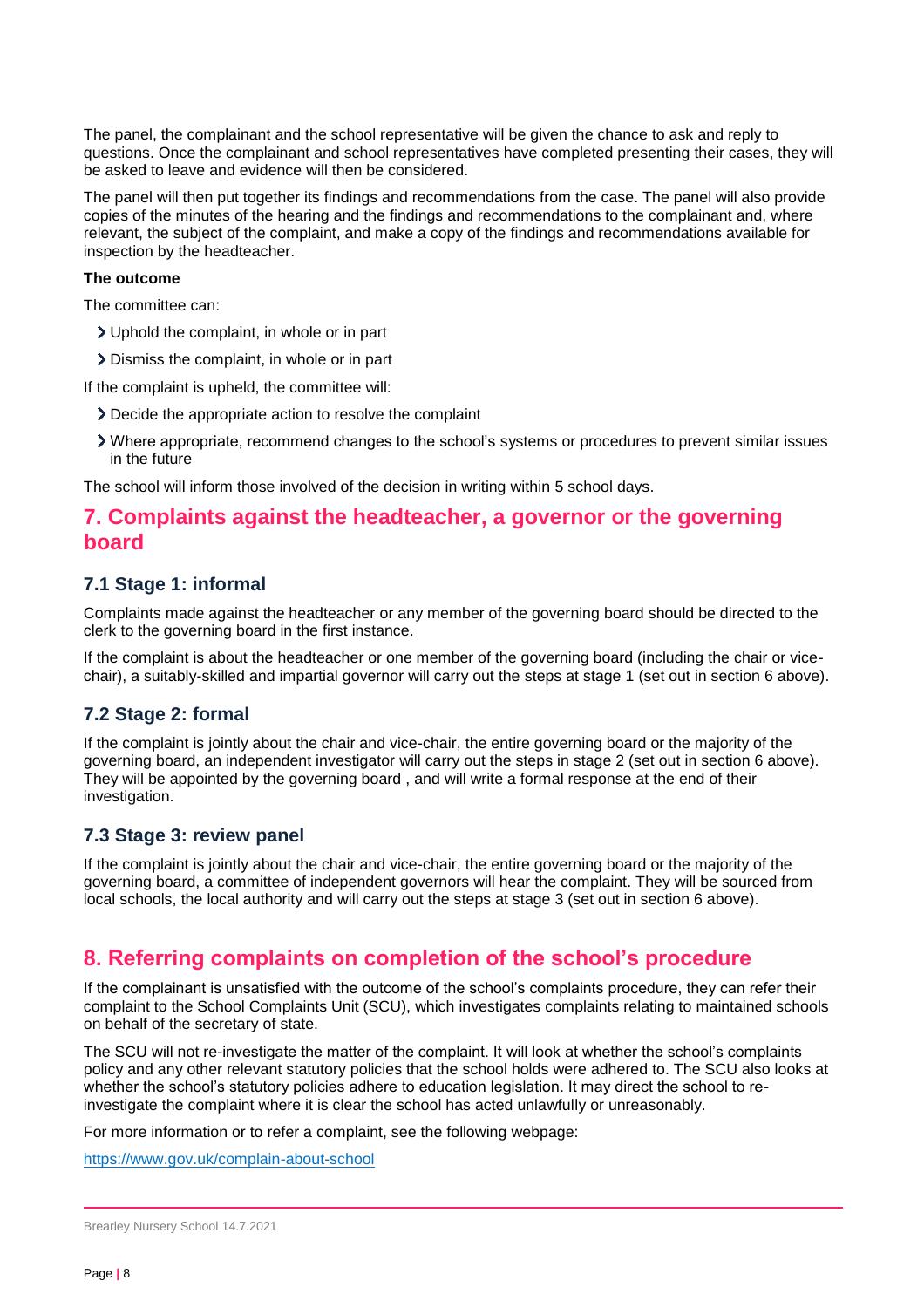The panel, the complainant and the school representative will be given the chance to ask and reply to questions. Once the complainant and school representatives have completed presenting their cases, they will be asked to leave and evidence will then be considered.

The panel will then put together its findings and recommendations from the case. The panel will also provide copies of the minutes of the hearing and the findings and recommendations to the complainant and, where relevant, the subject of the complaint, and make a copy of the findings and recommendations available for inspection by the headteacher.

**The outcome**

The committee can:

- Uphold the complaint, in whole or in part
- Dismiss the complaint, in whole or in part

If the complaint is upheld, the committee will:

- Decide the appropriate action to resolve the complaint
- Where appropriate, recommend changes to the school's systems or procedures to prevent similar issues in the future

The school will inform those involved of the decision in writing within 5 school days.

## 7. Complaints against the headteacher, a governor or the governing board

### 7.1 Stage 1: informal

Complaints made against the headteacher or any member of the governing board should be directed to the clerk to the governing board in the first instance.

If the complaint is about the headteacher or one member of the governing board (including the chair or vice-chair), a suitably-skilled and impartial governor will carry out the steps at stage 1 (set out in section 6 above).

### 7.2 Stage 2: formal

If the complaint is jointly about the chair and vice-chair, the entire governing board or the majority of the governing board, an independent investigator will carry out the steps in stage 2 (set out in section 6 above). They will be appointed by the governing board , and will write a formal response at the end of their investigation.

### 7.3 Stage 3: review panel

If the complaint is jointly about the chair and vice-chair, the entire governing board or the majority of the governing board, a committee of independent governors will hear the complaint. They will be sourced from local schools, the local authority and will carry out the steps at stage 3 (set out in section 6 above).

## 8. Referring complaints on completion of the school's procedure

If the complainant is unsatisfied with the outcome of the school's complaints procedure, they can refer their complaint to the School Complaints Unit (SCU), which investigates complaints relating to maintained schools on behalf of the secretary of state.

The SCU will not re-investigate the matter of the complaint. It will look at whether the school's complaints policy and any other relevant statutory policies that the school holds were adhered to. The SCU also looks at whether the school's statutory policies adhere to education legislation. It may direct the school to re-investigate the complaint where it is clear the school has acted unlawfully or unreasonably.

For more information or to refer a complaint, see the following webpage:

https://www.gov.uk/complain-about-school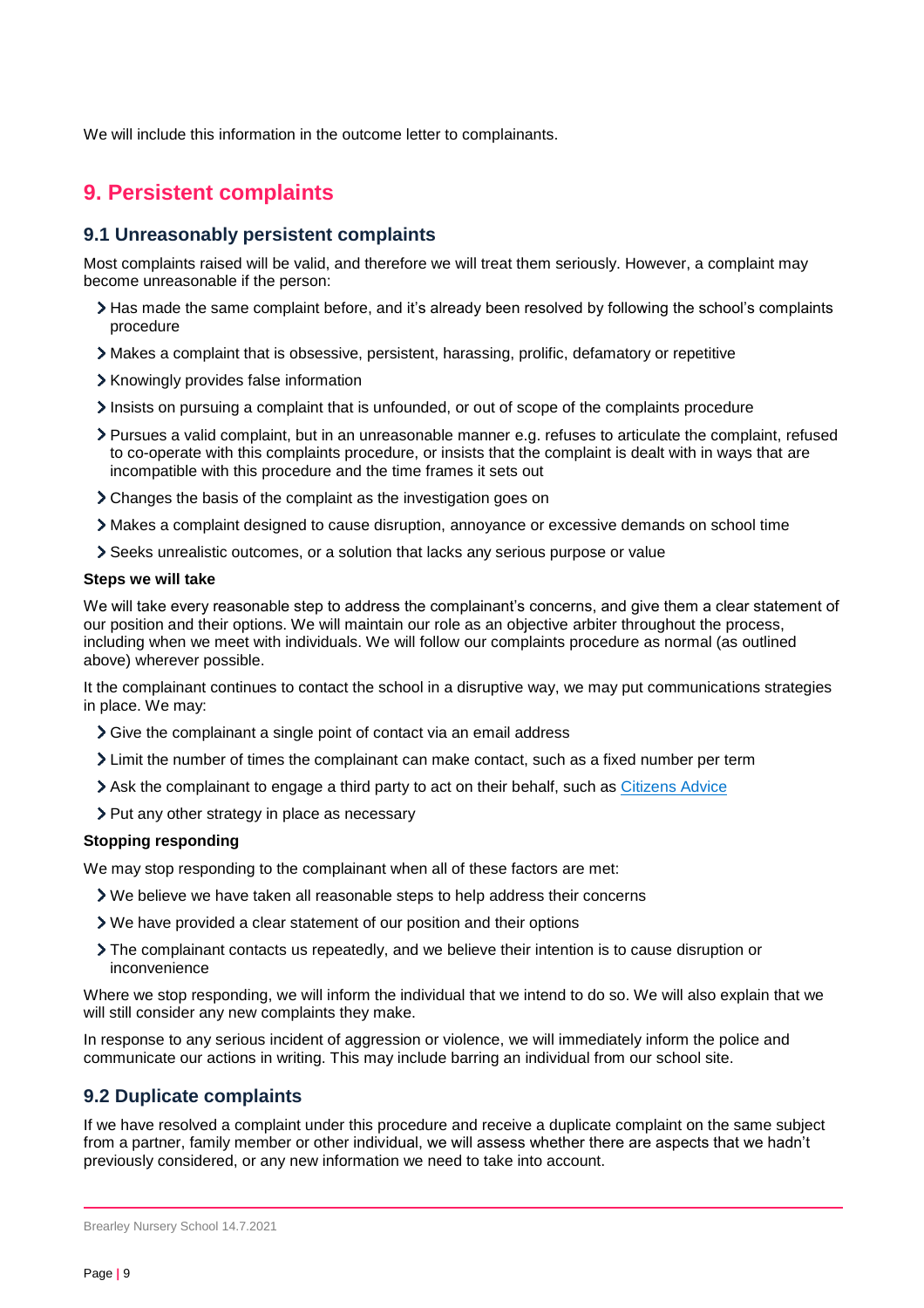We will include this information in the outcome letter to complainants.

## 9. Persistent complaints

### 9.1 Unreasonably persistent complaints

Most complaints raised will be valid, and therefore we will treat them seriously. However, a complaint may become unreasonable if the person:

- Has made the same complaint before, and it's already been resolved by following the school's complaints procedure
- Makes a complaint that is obsessive, persistent, harassing, prolific, defamatory or repetitive
- Knowingly provides false information
- Insists on pursuing a complaint that is unfounded, or out of scope of the complaints procedure
- Pursues a valid complaint, but in an unreasonable manner e.g. refuses to articulate the complaint, refused to co-operate with this complaints procedure, or insists that the complaint is dealt with in ways that are incompatible with this procedure and the time frames it sets out
- Changes the basis of the complaint as the investigation goes on
- Makes a complaint designed to cause disruption, annoyance or excessive demands on school time
- Seeks unrealistic outcomes, or a solution that lacks any serious purpose or value

**Steps we will take**

We will take every reasonable step to address the complainant's concerns, and give them a clear statement of our position and their options. We will maintain our role as an objective arbiter throughout the process, including when we meet with individuals. We will follow our complaints procedure as normal (as outlined above) wherever possible.

It the complainant continues to contact the school in a disruptive way, we may put communications strategies in place. We may:

- Give the complainant a single point of contact via an email address
- Limit the number of times the complainant can make contact, such as a fixed number per term
- Ask the complainant to engage a third party to act on their behalf, such as Citizens Advice
- Put any other strategy in place as necessary

**Stopping responding**

We may stop responding to the complainant when all of these factors are met:

- We believe we have taken all reasonable steps to help address their concerns
- We have provided a clear statement of our position and their options
- The complainant contacts us repeatedly, and we believe their intention is to cause disruption or inconvenience

Where we stop responding, we will inform the individual that we intend to do so. We will also explain that we will still consider any new complaints they make.

In response to any serious incident of aggression or violence, we will immediately inform the police and communicate our actions in writing. This may include barring an individual from our school site.

### 9.2 Duplicate complaints

If we have resolved a complaint under this procedure and receive a duplicate complaint on the same subject from a partner, family member or other individual, we will assess whether there are aspects that we hadn't previously considered, or any new information we need to take into account.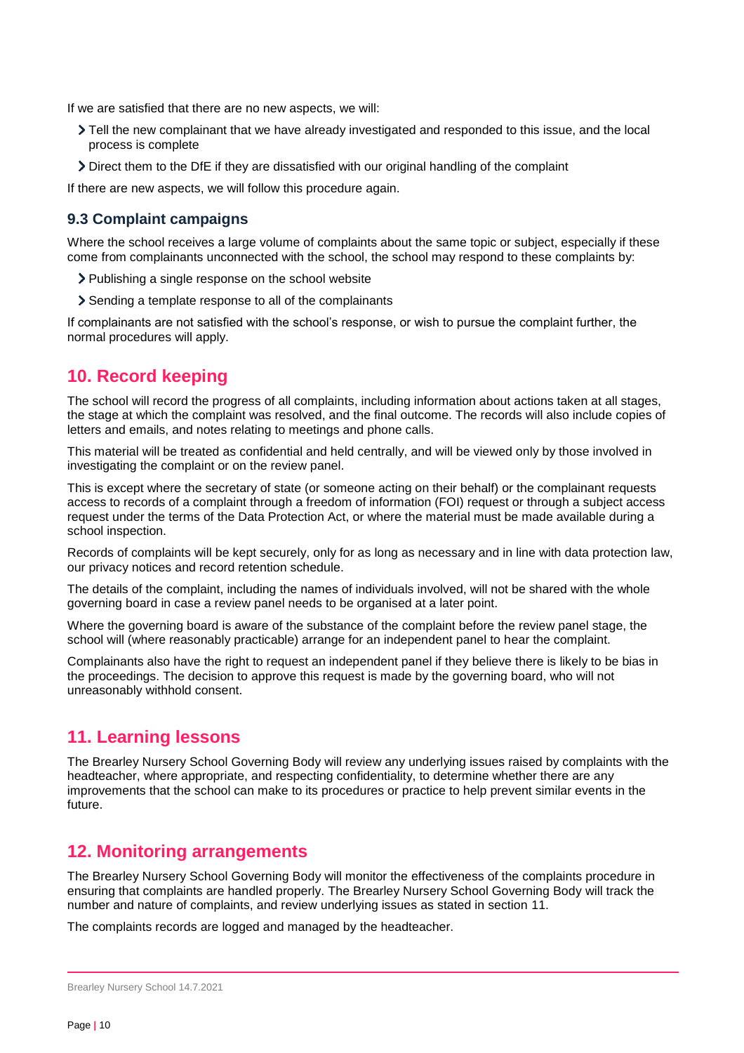If we are satisfied that there are no new aspects, we will:

- Tell the new complainant that we have already investigated and responded to this issue, and the local process is complete
- Direct them to the DfE if they are dissatisfied with our original handling of the complaint

If there are new aspects, we will follow this procedure again.

### 9.3 Complaint campaigns

Where the school receives a large volume of complaints about the same topic or subject, especially if these come from complainants unconnected with the school, the school may respond to these complaints by:

- Publishing a single response on the school website
- Sending a template response to all of the complainants

If complainants are not satisfied with the school's response, or wish to pursue the complaint further, the normal procedures will apply.

## 10. Record keeping

The school will record the progress of all complaints, including information about actions taken at all stages, the stage at which the complaint was resolved, and the final outcome. The records will also include copies of letters and emails, and notes relating to meetings and phone calls.

This material will be treated as confidential and held centrally, and will be viewed only by those involved in investigating the complaint or on the review panel.

This is except where the secretary of state (or someone acting on their behalf) or the complainant requests access to records of a complaint through a freedom of information (FOI) request or through a subject access request under the terms of the Data Protection Act, or where the material must be made available during a school inspection.

Records of complaints will be kept securely, only for as long as necessary and in line with data protection law, our privacy notices and record retention schedule.

The details of the complaint, including the names of individuals involved, will not be shared with the whole governing board in case a review panel needs to be organised at a later point.

Where the governing board is aware of the substance of the complaint before the review panel stage, the school will (where reasonably practicable) arrange for an independent panel to hear the complaint.

Complainants also have the right to request an independent panel if they believe there is likely to be bias in the proceedings. The decision to approve this request is made by the governing board, who will not unreasonably withhold consent.

## 11. Learning lessons

The Brearley Nursery School Governing Body will review any underlying issues raised by complaints with the headteacher, where appropriate, and respecting confidentiality, to determine whether there are any improvements that the school can make to its procedures or practice to help prevent similar events in the future.

## 12. Monitoring arrangements

The Brearley Nursery School Governing Body will monitor the effectiveness of the complaints procedure in ensuring that complaints are handled properly. The Brearley Nursery School Governing Body will track the number and nature of complaints, and review underlying issues as stated in section 11.

The complaints records are logged and managed by the headteacher.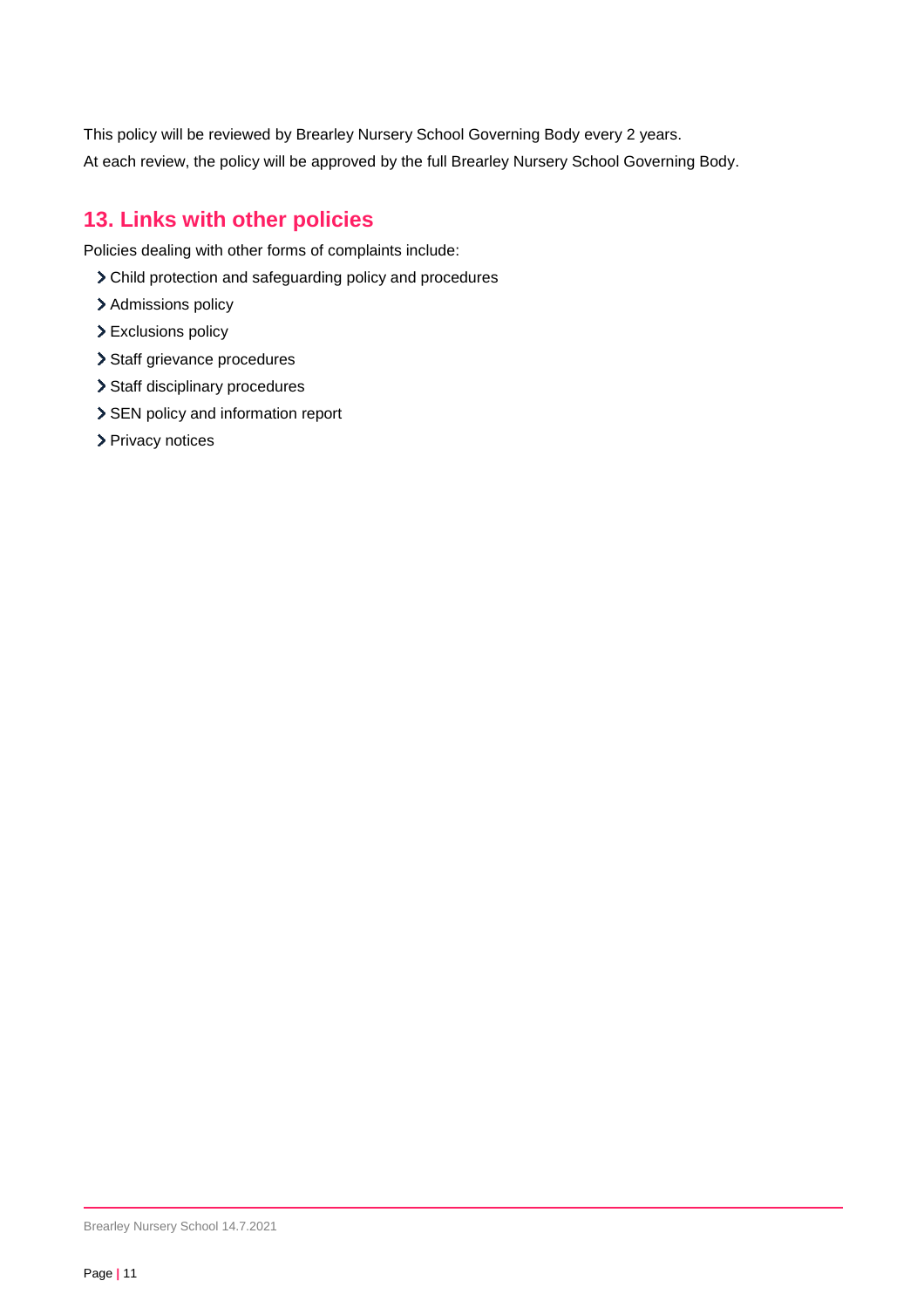This policy will be reviewed by Brearley Nursery School Governing Body every 2 years.

At each review, the policy will be approved by the full Brearley Nursery School Governing Body.

## 13. Links with other policies

Policies dealing with other forms of complaints include:

- Child protection and safeguarding policy and procedures
- Admissions policy
- Exclusions policy
- Staff grievance procedures
- Staff disciplinary procedures
- SEN policy and information report
- Privacy notices